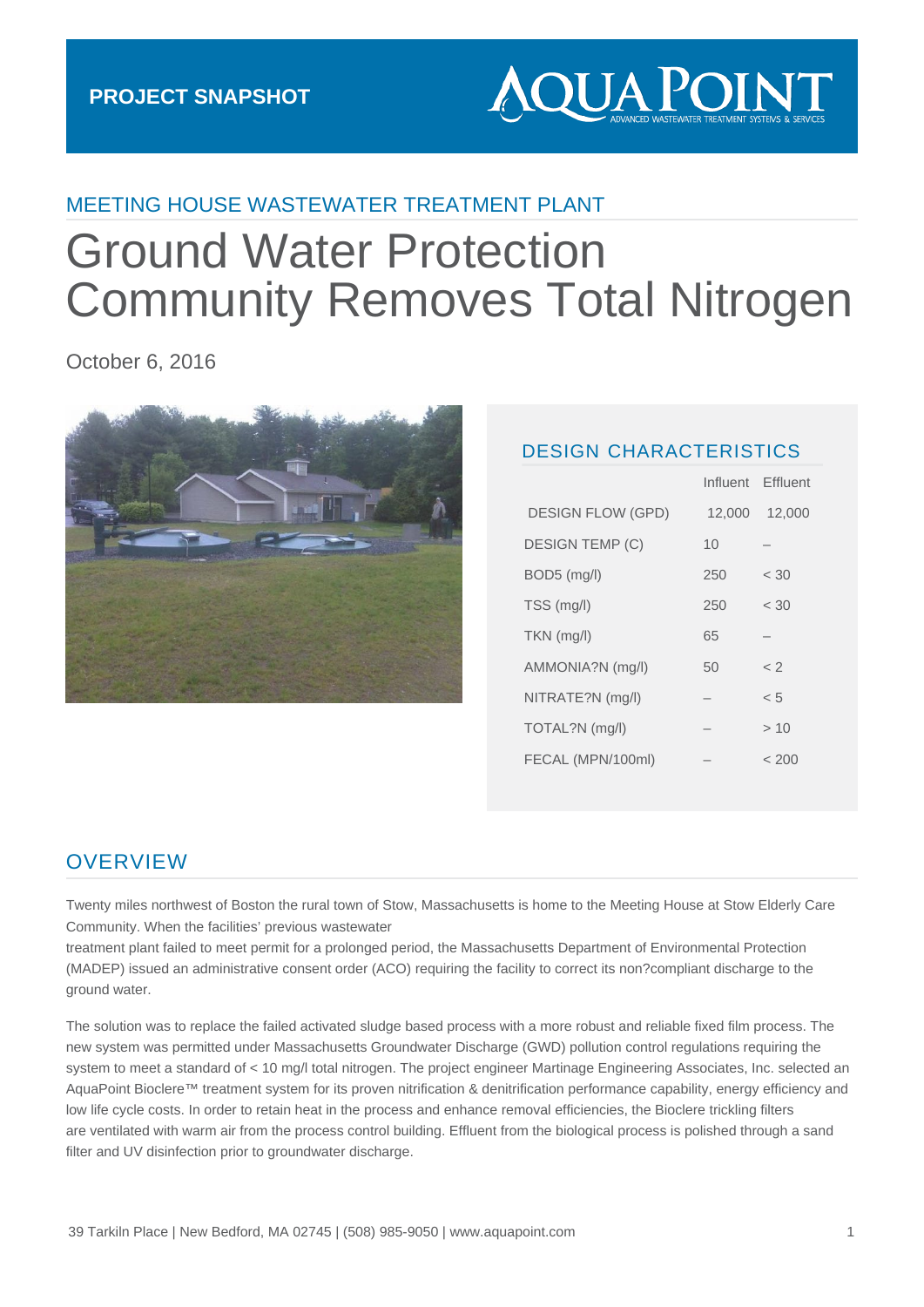PROJECT SNAPSHOT

AQUA POINT
ADVANCED WASTEWATER TREATMENT SYSTEMS & SERVICES

## MEETING HOUSE WASTEWATER TREATMENT PLANT

# Ground Water Protection Community Removes Total Nitrogen

October 6, 2016

## DESIGN CHARACTERISTICS

| | Influent | Effluent |
|---|---|---|
| DESIGN FLOW (GPD) | 12,000 | 12,000 |
| DESIGN TEMP (C) | 10 | – |
| BOD5 (mg/l) | 250 | < 30 |
| TSS (mg/l) | 250 | < 30 |
| TKN (mg/l) | 65 | – |
| AMMONIA?N (mg/l) | 50 | < 2 |
| NITRATE?N (mg/l) | – | < 5 |
| TOTAL?N (mg/l) | – | > 10 |
| FECAL (MPN/100ml) | – | < 200 |

## OVERVIEW

Twenty miles northwest of Boston the rural town of Stow, Massachusetts is home to the Meeting House at Stow Elderly Care Community. When the facilities' previous wastewater treatment plant failed to meet permit for a prolonged period, the Massachusetts Department of Environmental Protection (MADEP) issued an administrative consent order (ACO) requiring the facility to correct its non?compliant discharge to the ground water.

The solution was to replace the failed activated sludge based process with a more robust and reliable fixed film process. The new system was permitted under Massachusetts Groundwater Discharge (GWD) pollution control regulations requiring the system to meet a standard of < 10 mg/l total nitrogen. The project engineer Martinage Engineering Associates, Inc. selected an AquaPoint Bioclere™ treatment system for its proven nitrification & denitrification performance capability, energy efficiency and low life cycle costs. In order to retain heat in the process and enhance removal efficiencies, the Bioclere trickling filters are ventilated with warm air from the process control building. Effluent from the biological process is polished through a sand filter and UV disinfection prior to groundwater discharge.

39 Tarkiln Place | New Bedford, MA 02745 | (508) 985-9050 | www.aquapoint.com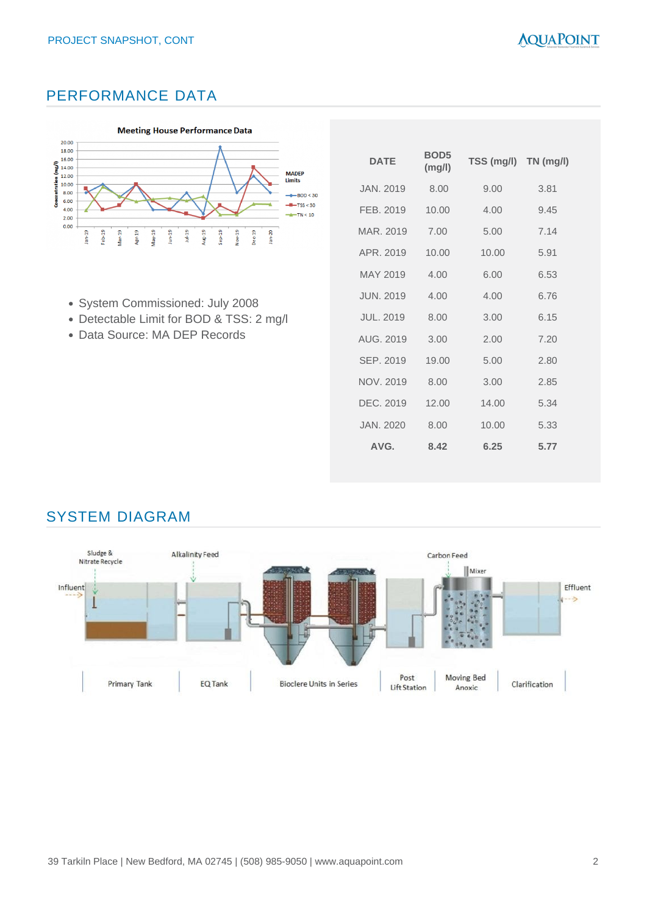## PERFORMANCE DATA

Meeting House Performance Data

Concentration (mg/l)

20.00
18.00
16.00
14.00
12.00
10.00
8.00
6.00
4.00
2.00
0.00

Jan-19
Feb-19
Mar-19
Apr-19
May-19
Jun-19
Jul-19
Aug-19
Sep-19
Nov-19
Dec-19
Jan-20

MADEP Limits
BOD < 30
TSS < 30
TN < 10

- System Commissioned: July 2008
- Detectable Limit for BOD & TSS: 2 mg/l
- Data Source: MA DEP Records

| DATE | BOD5 (mg/l) | TSS (mg/l) | TN (mg/l) |
|---|---|---|---|
| JAN. 2019 | 8.00 | 9.00 | 3.81 |
| FEB. 2019 | 10.00 | 4.00 | 9.45 |
| MAR. 2019 | 7.00 | 5.00 | 7.14 |
| APR. 2019 | 10.00 | 10.00 | 5.91 |
| MAY 2019 | 4.00 | 6.00 | 6.53 |
| JUN. 2019 | 4.00 | 4.00 | 6.76 |
| JUL. 2019 | 8.00 | 3.00 | 6.15 |
| AUG. 2019 | 3.00 | 2.00 | 7.20 |
| SEP. 2019 | 19.00 | 5.00 | 2.80 |
| NOV. 2019 | 8.00 | 3.00 | 2.85 |
| DEC. 2019 | 12.00 | 14.00 | 5.34 |
| JAN. 2020 | 8.00 | 10.00 | 5.33 |
| **AVG.** | **8.42** | **6.25** | **5.77** |

## SYSTEM DIAGRAM

Sludge & Nitrate Recycle
Alkalinity Feed
Carbon Feed
Mixer
Influent
Effluent

Primary Tank | EQ Tank | Bioclere Units in Series | Post Lift Station | Moving Bed Anoxic | Clarification

39 Tarkiln Place | New Bedford, MA 02745 | (508) 985-9050 | www.aquapoint.com